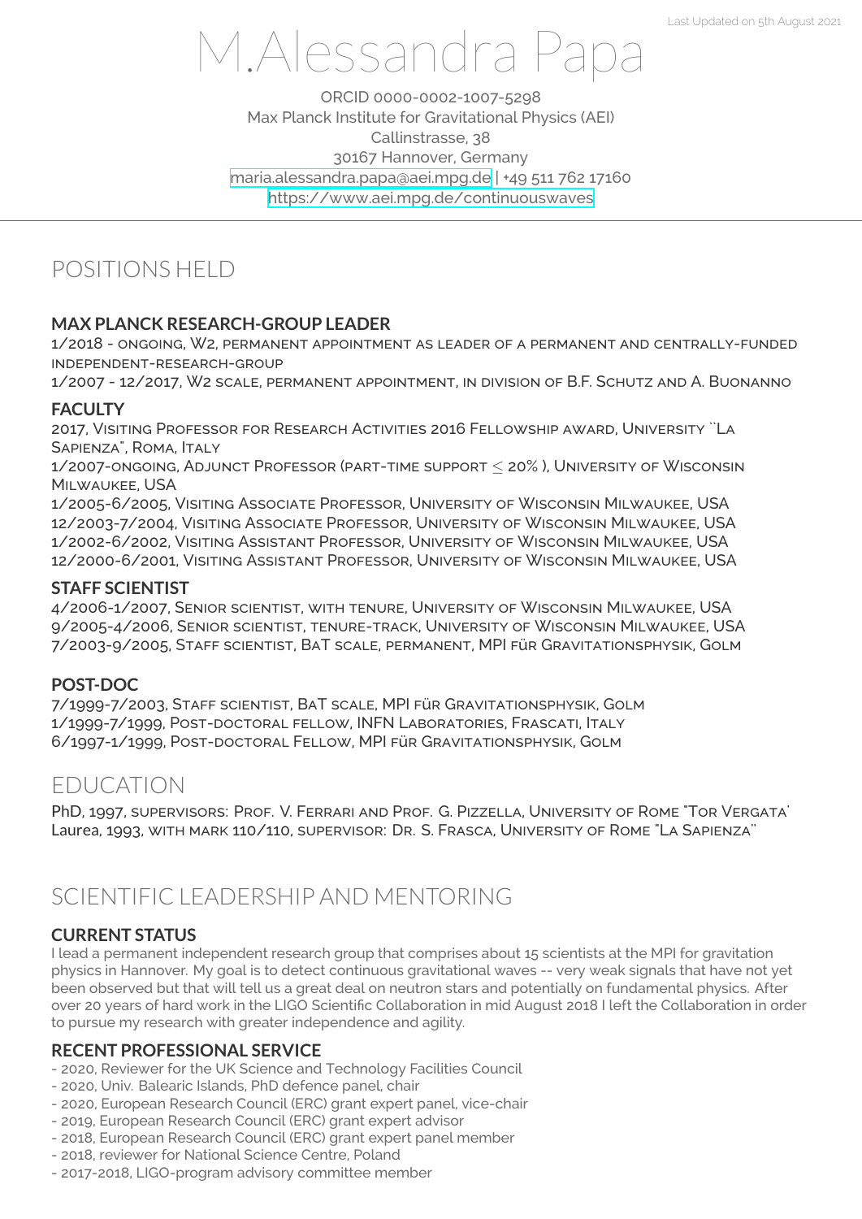Last Updated on 5th August 2021

# M.Alessandra Papa

ORCID 0000-0002-1007-5298
Max Planck Institute for Gravitational Physics (AEI)
Callinstrasse, 38
30167 Hannover, Germany
maria.alessandra.papa@aei.mpg.de | +49 511 762 17160
https://www.aei.mpg.de/continuouswaves

## POSITIONS HELD

### MAX PLANCK RESEARCH-GROUP LEADER

1/2018 - ongoing, W2, permanent appointment as leader of a permanent and centrally-funded independent-research-group
1/2007 - 12/2017, W2 scale, permanent appointment, in division of B.F. Schutz and A. Buonanno

### FACULTY

2017, Visiting Professor for Research Activities 2016 Fellowship award, University ``La Sapienza", Roma, Italy
1/2007-ongoing, Adjunct Professor (part-time support $\leq$ 20% ), University of Wisconsin Milwaukee, USA
1/2005-6/2005, Visiting Associate Professor, University of Wisconsin Milwaukee, USA
12/2003-7/2004, Visiting Associate Professor, University of Wisconsin Milwaukee, USA
1/2002-6/2002, Visiting Assistant Professor, University of Wisconsin Milwaukee, USA
12/2000-6/2001, Visiting Assistant Professor, University of Wisconsin Milwaukee, USA

### STAFF SCIENTIST

4/2006-1/2007, Senior scientist, with tenure, University of Wisconsin Milwaukee, USA
9/2005-4/2006, Senior scientist, tenure-track, University of Wisconsin Milwaukee, USA
7/2003-9/2005, Staff scientist, BaT scale, permanent, MPI für Gravitationsphysik, Golm

### POST-DOC

7/1999-7/2003, Staff scientist, BaT scale, MPI für Gravitationsphysik, Golm
1/1999-7/1999, Post-doctoral fellow, INFN Laboratories, Frascati, Italy
6/1997-1/1999, Post-doctoral Fellow, MPI für Gravitationsphysik, Golm

## EDUCATION

PhD, 1997, supervisors: Prof. V. Ferrari and Prof. G. Pizzella, University of Rome "Tor Vergata'
Laurea, 1993, with mark 110/110, supervisor: Dr. S. Frasca, University of Rome "La Sapienza"

## SCIENTIFIC LEADERSHIP AND MENTORING

### CURRENT STATUS

I lead a permanent independent research group that comprises about 15 scientists at the MPI for gravitation physics in Hannover. My goal is to detect continuous gravitational waves -- very weak signals that have not yet been observed but that will tell us a great deal on neutron stars and potentially on fundamental physics. After over 20 years of hard work in the LIGO Scientific Collaboration in mid August 2018 I left the Collaboration in order to pursue my research with greater independence and agility.

### RECENT PROFESSIONAL SERVICE

- 2020, Reviewer for the UK Science and Technology Facilities Council
- 2020, Univ. Balearic Islands, PhD defence panel, chair
- 2020, European Research Council (ERC) grant expert panel, vice-chair
- 2019, European Research Council (ERC) grant expert advisor
- 2018, European Research Council (ERC) grant expert panel member
- 2018, reviewer for National Science Centre, Poland
- 2017-2018, LIGO-program advisory committee member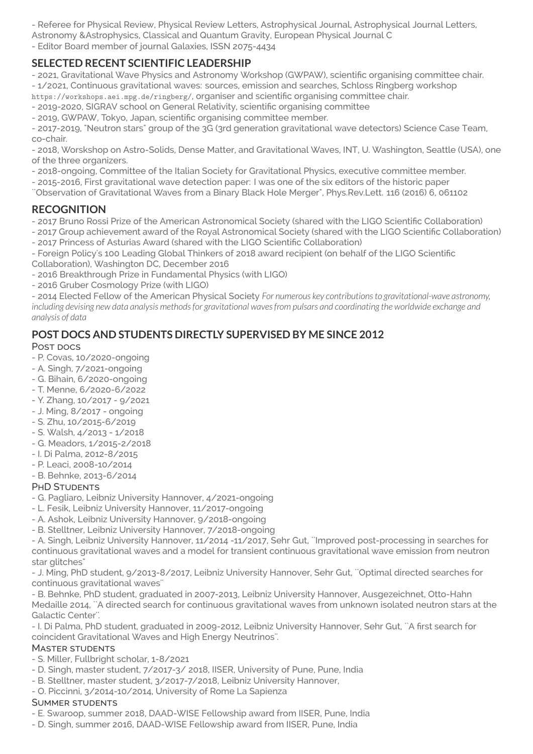- Referee for Physical Review, Physical Review Letters, Astrophysical Journal, Astrophysical Journal Letters, Astronomy &Astrophysics, Classical and Quantum Gravity, European Physical Journal C
- Editor Board member of journal Galaxies, ISSN 2075-4434

## SELECTED RECENT SCIENTIFIC LEADERSHIP

- 2021, Gravitational Wave Physics and Astronomy Workshop (GWPAW), scientific organising committee chair.
- 1/2021, Continuous gravitational waves: sources, emission and searches, Schloss Ringberg workshop `https://workshops.aei.mpg.de/ringberg/`, organiser and scientific organising committee chair.
- 2019-2020, SIGRAV school on General Relativity, scientific organising committee
- 2019, GWPAW, Tokyo, Japan, scientific organising committee member.
- 2017-2019, "Neutron stars" group of the 3G (3rd generation gravitational wave detectors) Science Case Team, co-chair.
- 2018, Worskshop on Astro-Solids, Dense Matter, and Gravitational Waves, INT, U. Washington, Seattle (USA), one of the three organizers.
- 2018-ongoing, Committee of the Italian Society for Gravitational Physics, executive committee member.
- 2015-2016, First gravitational wave detection paper: I was one of the six editors of the historic paper ``Observation of Gravitational Waves from a Binary Black Hole Merger", Phys.Rev.Lett. 116 (2016) 6, 061102

## RECOGNITION

- 2017 Bruno Rossi Prize of the American Astronomical Society (shared with the LIGO Scientific Collaboration)
- 2017 Group achievement award of the Royal Astronomical Society (shared with the LIGO Scientific Collaboration)
- 2017 Princess of Asturias Award (shared with the LIGO Scientific Collaboration)
- Foreign Policy's 100 Leading Global Thinkers of 2018 award recipient (on behalf of the LIGO Scientific Collaboration), Washington DC, December 2016
- 2016 Breakthrough Prize in Fundamental Physics (with LIGO)
- 2016 Gruber Cosmology Prize (with LIGO)
- 2014 Elected Fellow of the American Physical Society *For numerous key contributions to gravitational-wave astronomy, including devising new data analysis methods for gravitational waves from pulsars and coordinating the worldwide exchange and analysis of data*

## POST DOCS AND STUDENTS DIRECTLY SUPERVISED BY ME SINCE 2012

### Post docs

- P. Covas, 10/2020-ongoing
- A. Singh, 7/2021-ongoing
- G. Bihain, 6/2020-ongoing
- T. Menne, 6/2020-6/2022
- Y. Zhang, 10/2017 - 9/2021
- J. Ming, 8/2017 - ongoing
- S. Zhu, 10/2015-6/2019
- S. Walsh, 4/2013 - 1/2018
- G. Meadors, 1/2015-2/2018
- I. Di Palma, 2012-8/2015
- P. Leaci, 2008-10/2014
- B. Behnke, 2013-6/2014

### PhD Students

- G. Pagliaro, Leibniz University Hannover, 4/2021-ongoing
- L. Fesik, Leibniz University Hannover, 11/2017-ongoing
- A. Ashok, Leibniz University Hannover, 9/2018-ongoing
- B. Stelltner, Leibniz University Hannover, 7/2018-ongoing
- A. Singh, Leibniz University Hannover, 11/2014 -11/2017, Sehr Gut, ``Improved post-processing in searches for continuous gravitational waves and a model for transient continuous gravitational wave emission from neutron star glitches"
- J. Ming, PhD student, 9/2013-8/2017, Leibniz University Hannover, Sehr Gut, ``Optimal directed searches for continuous gravitational waves''
- B. Behnke, PhD student, graduated in 2007-2013, Leibniz University Hannover, Ausgezeichnet, Otto-Hahn Medaille 2014, ``A directed search for continuous gravitational waves from unknown isolated neutron stars at the Galactic Center''.
- I. Di Palma, PhD student, graduated in 2009-2012, Leibniz University Hannover, Sehr Gut, ``A first search for coincident Gravitational Waves and High Energy Neutrinos''.

### Master students

- S. Miller, Fullbright scholar, 1-8/2021
- D. Singh, master student, 7/2017-3/ 2018, IISER, University of Pune, Pune, India
- B. Stelltner, master student, 3/2017-7/2018, Leibniz University Hannover,
- O. Piccinni, 3/2014-10/2014, University of Rome La Sapienza

### Summer students

- E. Swaroop, summer 2018, DAAD-WISE Fellowship award from IISER, Pune, India
- D. Singh, summer 2016, DAAD-WISE Fellowship award from IISER, Pune, India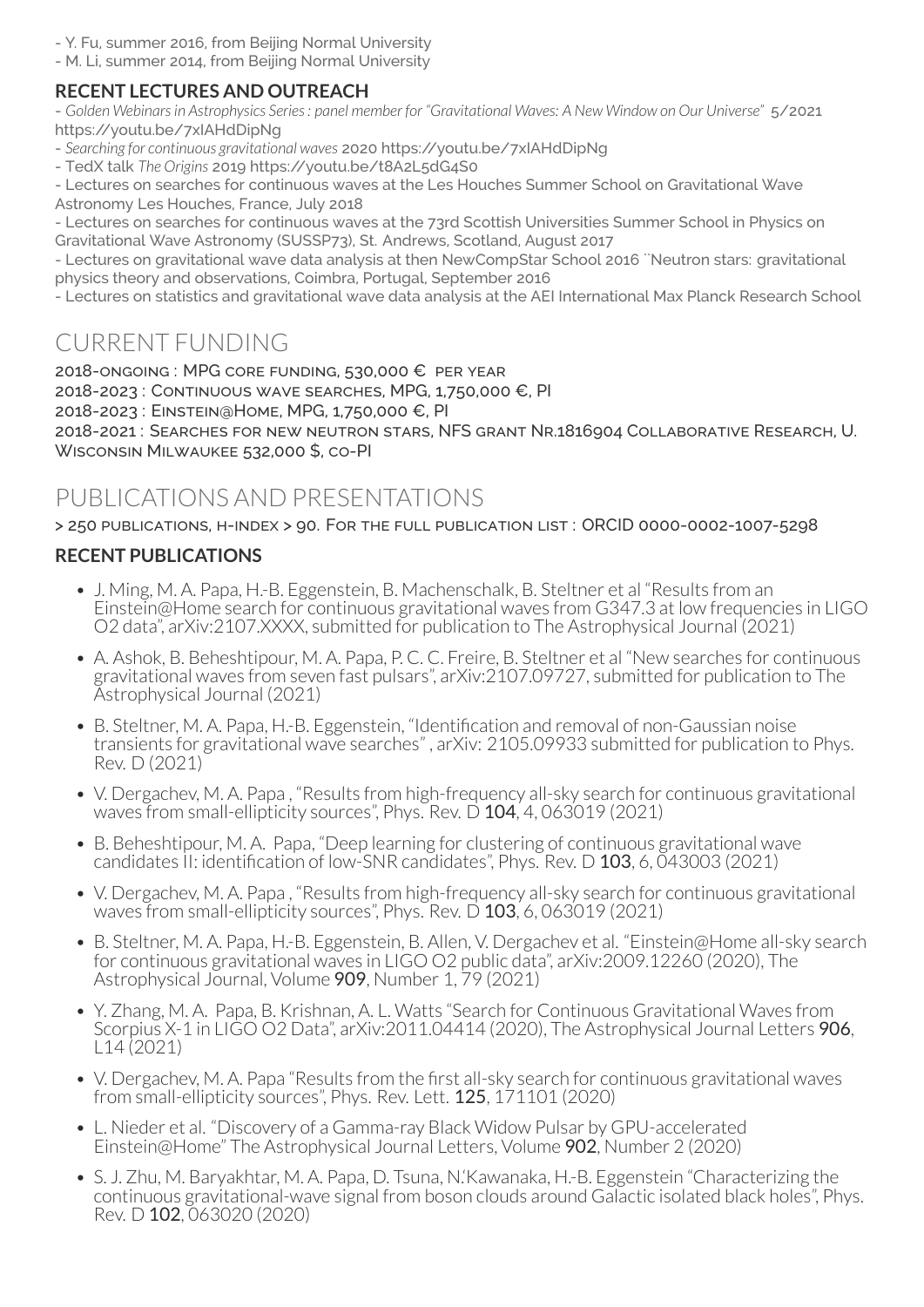- Y. Fu, summer 2016, from Beijing Normal University
- M. Li, summer 2014, from Beijing Normal University

### RECENT LECTURES AND OUTREACH

- *Golden Webinars in Astrophysics Series : panel member for "Gravitational Waves: A New Window on Our Universe"* 5/2021 https://youtu.be/7xIAHdDipNg
- *Searching for continuous gravitational waves* 2020 https://youtu.be/7xIAHdDipNg
- TedX talk *The Origins* 2019 https://youtu.be/t8A2L5dG4S0
- Lectures on searches for continuous waves at the Les Houches Summer School on Gravitational Wave Astronomy Les Houches, France, July 2018
- Lectures on searches for continuous waves at the 73rd Scottish Universities Summer School in Physics on Gravitational Wave Astronomy (SUSSP73), St. Andrews, Scotland, August 2017
- Lectures on gravitational wave data analysis at then NewCompStar School 2016 ``Neutron stars: gravitational physics theory and observations, Coimbra, Portugal, September 2016
- Lectures on statistics and gravitational wave data analysis at the AEI International Max Planck Research School

## CURRENT FUNDING

2018-ongoing : MPG core funding, 530,000 € per year
2018-2023 : Continuous wave searches, MPG, 1,750,000 €, PI
2018-2023 : Einstein@Home, MPG, 1,750,000 €, PI
2018-2021 : Searches for new neutron stars, NFS grant Nr.1816904 Collaborative Research, U. Wisconsin Milwaukee 532,000 $, co-PI

## PUBLICATIONS AND PRESENTATIONS

> 250 publications, h-index > 90. For the full publication list : ORCID 0000-0002-1007-5298

### RECENT PUBLICATIONS

- J. Ming, M. A. Papa, H.-B. Eggenstein, B. Machenschalk, B. Steltner et al "Results from an Einstein@Home search for continuous gravitational waves from G347.3 at low frequencies in LIGO O2 data", arXiv:2107.XXXX, submitted for publication to The Astrophysical Journal (2021)
- A. Ashok, B. Beheshtipour, M. A. Papa, P. C. C. Freire, B. Steltner et al "New searches for continuous gravitational waves from seven fast pulsars", arXiv:2107.09727, submitted for publication to The Astrophysical Journal (2021)
- B. Steltner, M. A. Papa, H.-B. Eggenstein, "Identification and removal of non-Gaussian noise transients for gravitational wave searches" , arXiv: 2105.09933 submitted for publication to Phys. Rev. D (2021)
- V. Dergachev, M. A. Papa , "Results from high-frequency all-sky search for continuous gravitational waves from small-ellipticity sources", Phys. Rev. D **104**, 4, 063019 (2021)
- B. Beheshtipour, M. A. Papa, "Deep learning for clustering of continuous gravitational wave candidates II: identification of low-SNR candidates", Phys. Rev. D **103**, 6, 043003 (2021)
- V. Dergachev, M. A. Papa , "Results from high-frequency all-sky search for continuous gravitational waves from small-ellipticity sources", Phys. Rev. D **103**, 6, 063019 (2021)
- B. Steltner, M. A. Papa, H.-B. Eggenstein, B. Allen, V. Dergachev et al. "Einstein@Home all-sky search for continuous gravitational waves in LIGO O2 public data", arXiv:2009.12260 (2020), The Astrophysical Journal, Volume **909**, Number 1, 79 (2021)
- Y. Zhang, M. A. Papa, B. Krishnan, A. L. Watts "Search for Continuous Gravitational Waves from Scorpius X-1 in LIGO O2 Data", arXiv:2011.04414 (2020), The Astrophysical Journal Letters **906**, L14 (2021)
- V. Dergachev, M. A. Papa "Results from the first all-sky search for continuous gravitational waves from small-ellipticity sources", Phys. Rev. Lett. **125**, 171101 (2020)
- L. Nieder et al. "Discovery of a Gamma-ray Black Widow Pulsar by GPU-accelerated Einstein@Home" The Astrophysical Journal Letters, Volume **902**, Number 2 (2020)
- S. J. Zhu, M. Baryakhtar, M. A. Papa, D. Tsuna, N.`Kawanaka, H.-B. Eggenstein "Characterizing the continuous gravitational-wave signal from boson clouds around Galactic isolated black holes", Phys. Rev. D **102**, 063020 (2020)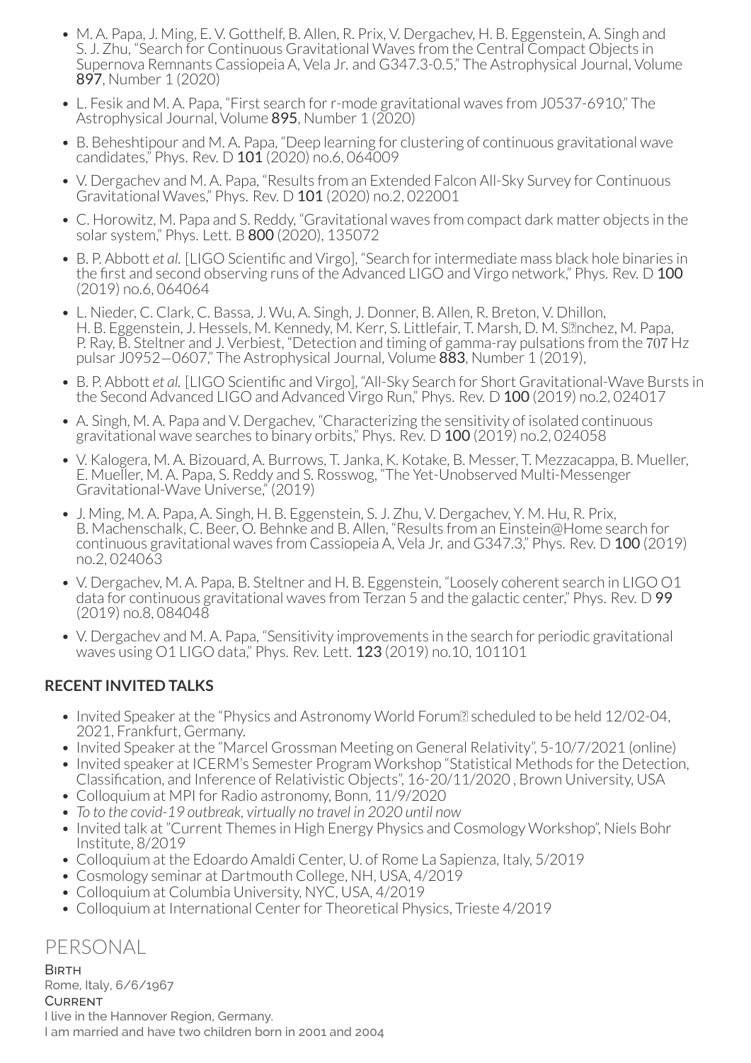- M. A. Papa, J. Ming, E. V. Gotthelf, B. Allen, R. Prix, V. Dergachev, H. B. Eggenstein, A. Singh and S. J. Zhu, "Search for Continuous Gravitational Waves from the Central Compact Objects in Supernova Remnants Cassiopeia A, Vela Jr. and G347.3-0.5," The Astrophysical Journal, Volume **897**, Number 1 (2020)
- L. Fesik and M. A. Papa, "First search for r-mode gravitational waves from J0537-6910," The Astrophysical Journal, Volume **895**, Number 1 (2020)
- B. Beheshtipour and M. A. Papa, "Deep learning for clustering of continuous gravitational wave candidates," Phys. Rev. D **101** (2020) no.6, 064009
- V. Dergachev and M. A. Papa, "Results from an Extended Falcon All-Sky Survey for Continuous Gravitational Waves," Phys. Rev. D **101** (2020) no.2, 022001
- C. Horowitz, M. Papa and S. Reddy, "Gravitational waves from compact dark matter objects in the solar system," Phys. Lett. B **800** (2020), 135072
- B. P. Abbott *et al.* [LIGO Scientific and Virgo], "Search for intermediate mass black hole binaries in the first and second observing runs of the Advanced LIGO and Virgo network," Phys. Rev. D **100** (2019) no.6, 064064
- L. Nieder, C. Clark, C. Bassa, J. Wu, A. Singh, J. Donner, B. Allen, R. Breton, V. Dhillon, H. B. Eggenstein, J. Hessels, M. Kennedy, M. Kerr, S. Littlefair, T. Marsh, D. M. S�nchez, M. Papa, P. Ray, B. Steltner and J. Verbiest, "Detection and timing of gamma-ray pulsations from the 707 Hz pulsar J0952−0607," The Astrophysical Journal, Volume **883**, Number 1 (2019),
- B. P. Abbott *et al.* [LIGO Scientific and Virgo], "All-Sky Search for Short Gravitational-Wave Bursts in the Second Advanced LIGO and Advanced Virgo Run," Phys. Rev. D **100** (2019) no.2, 024017
- A. Singh, M. A. Papa and V. Dergachev, "Characterizing the sensitivity of isolated continuous gravitational wave searches to binary orbits," Phys. Rev. D **100** (2019) no.2, 024058
- V. Kalogera, M. A. Bizouard, A. Burrows, T. Janka, K. Kotake, B. Messer, T. Mezzacappa, B. Mueller, E. Mueller, M. A. Papa, S. Reddy and S. Rosswog, "The Yet-Unobserved Multi-Messenger Gravitational-Wave Universe," (2019)
- J. Ming, M. A. Papa, A. Singh, H. B. Eggenstein, S. J. Zhu, V. Dergachev, Y. M. Hu, R. Prix, B. Machenschalk, C. Beer, O. Behnke and B. Allen, "Results from an Einstein@Home search for continuous gravitational waves from Cassiopeia A, Vela Jr. and G347.3," Phys. Rev. D **100** (2019) no.2, 024063
- V. Dergachev, M. A. Papa, B. Steltner and H. B. Eggenstein, "Loosely coherent search in LIGO O1 data for continuous gravitational waves from Terzan 5 and the galactic center," Phys. Rev. D **99** (2019) no.8, 084048
- V. Dergachev and M. A. Papa, "Sensitivity improvements in the search for periodic gravitational waves using O1 LIGO data," Phys. Rev. Lett. **123** (2019) no.10, 101101

### RECENT INVITED TALKS

- Invited Speaker at the "Physics and Astronomy World Forum� scheduled to be held 12/02-04, 2021, Frankfurt, Germany.
- Invited Speaker at the "Marcel Grossman Meeting on General Relativity", 5-10/7/2021 (online)
- Invited speaker at ICERM's Semester Program Workshop "Statistical Methods for the Detection, Classification, and Inference of Relativistic Objects", 16-20/11/2020 , Brown University, USA
- Colloquium at MPI for Radio astronomy, Bonn, 11/9/2020
- *To to the covid-19 outbreak, virtually no travel in 2020 until now*
- Invited talk at "Current Themes in High Energy Physics and Cosmology Workshop", Niels Bohr Institute, 8/2019
- Colloquium at the Edoardo Amaldi Center, U. of Rome La Sapienza, Italy, 5/2019
- Cosmology seminar at Dartmouth College, NH, USA, 4/2019
- Colloquium at Columbia University, NYC, USA, 4/2019
- Colloquium at International Center for Theoretical Physics, Trieste 4/2019

## PERSONAL

**Birth**
Rome, Italy, 6/6/1967
**Current**
I live in the Hannover Region, Germany.
I am married and have two children born in 2001 and 2004